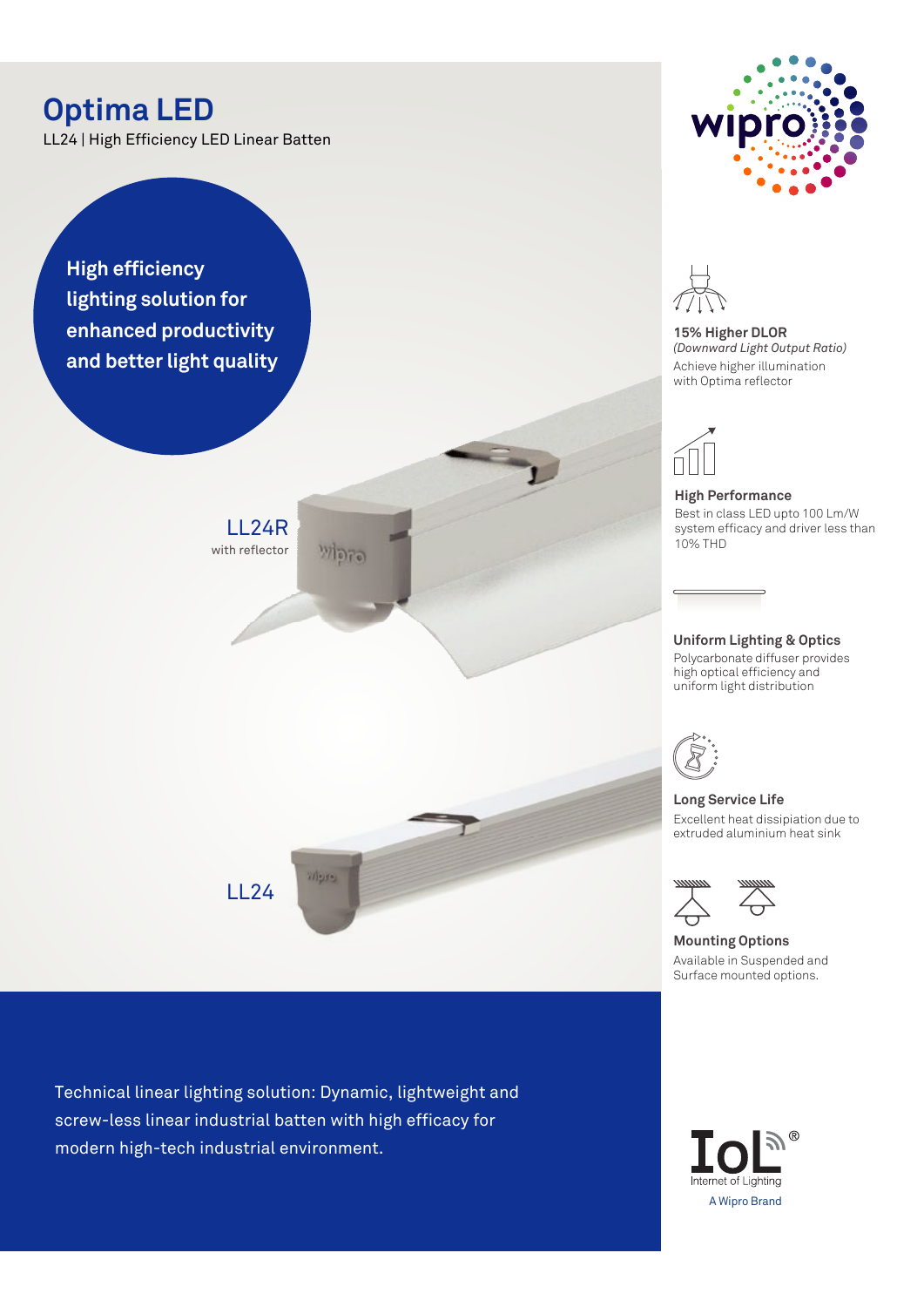# Optima LED

LL24 | High Efficiency LED Linear Batten

**High efficiency lighting solution for enhanced productivity and better light quality**

LL24R
with reflector

LL24

**15% Higher DLOR**
*(Downward Light Output Ratio)*
Achieve higher illumination with Optima reflector

**High Performance**
Best in class LED upto 100 Lm/W system efficacy and driver less than 10% THD

**Uniform Lighting & Optics**
Polycarbonate diffuser provides high optical efficiency and uniform light distribution

**Long Service Life**
Excellent heat dissipiation due to extruded aluminium heat sink

**Mounting Options**
Available in Suspended and Surface mounted options.

Technical linear lighting solution: Dynamic, lightweight and screw-less linear industrial batten with high efficacy for modern high-tech industrial environment.

IoL®
Internet of Lighting
A Wipro Brand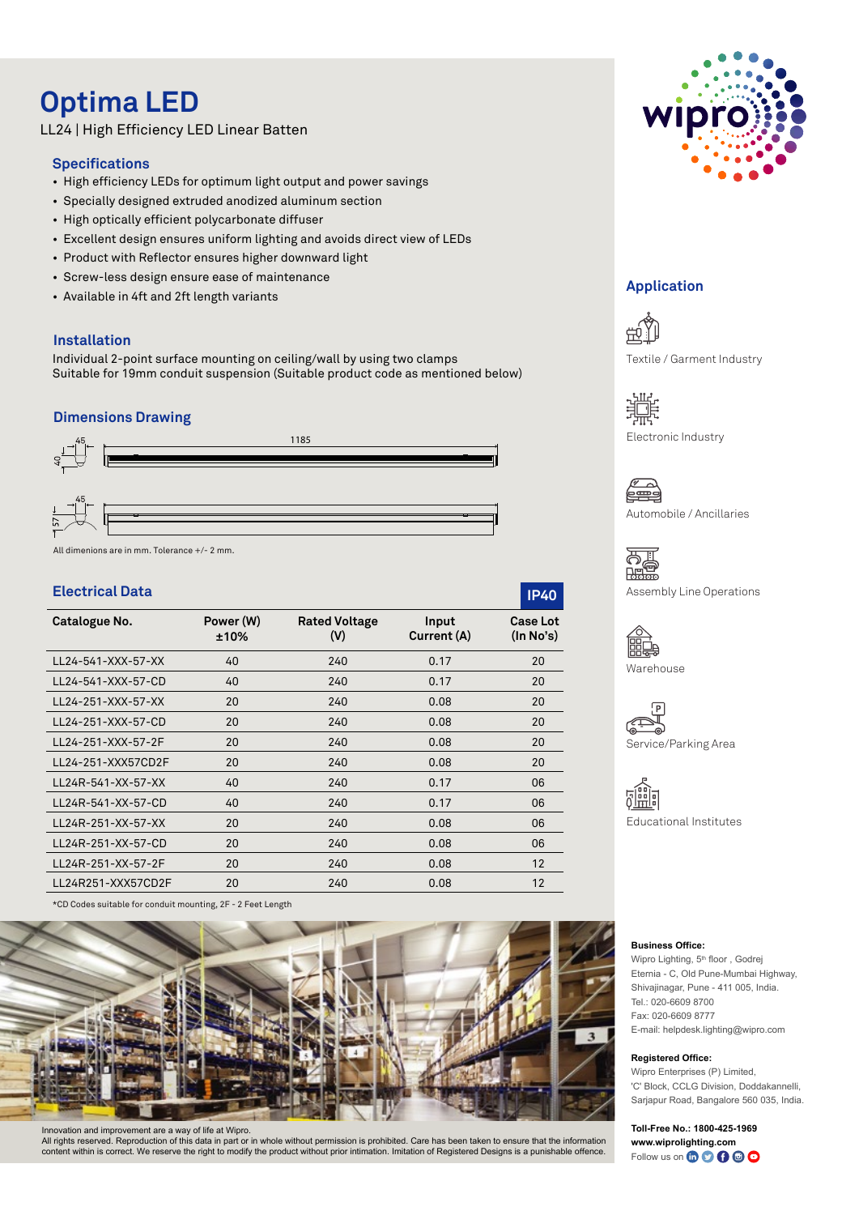# Optima LED

LL24 | High Efficiency LED Linear Batten

## Specifications

- High efficiency LEDs for optimum light output and power savings
- Specially designed extruded anodized aluminum section
- High optically efficient polycarbonate diffuser
- Excellent design ensures uniform lighting and avoids direct view of LEDs
- Product with Reflector ensures higher downward light
- Screw-less design ensure ease of maintenance
- Available in 4ft and 2ft length variants

## Installation

Individual 2-point surface mounting on ceiling/wall by using two clamps
Suitable for 19mm conduit suspension (Suitable product code as mentioned below)

## Dimensions Drawing

45
40
1185
45
57

All dimenions are in mm. Tolerance +/- 2 mm.

## Electrical Data

IP40

| Catalogue No. | Power (W) ±10% | Rated Voltage (V) | Input Current (A) | Case Lot (In No's) |
|---|---|---|---|---|
| LL24-541-XXX-57-XX | 40 | 240 | 0.17 | 20 |
| LL24-541-XXX-57-CD | 40 | 240 | 0.17 | 20 |
| LL24-251-XXX-57-XX | 20 | 240 | 0.08 | 20 |
| LL24-251-XXX-57-CD | 20 | 240 | 0.08 | 20 |
| LL24-251-XXX-57-2F | 20 | 240 | 0.08 | 20 |
| LL24-251-XXX57CD2F | 20 | 240 | 0.08 | 20 |
| LL24R-541-XX-57-XX | 40 | 240 | 0.17 | 06 |
| LL24R-541-XX-57-CD | 40 | 240 | 0.17 | 06 |
| LL24R-251-XX-57-XX | 20 | 240 | 0.08 | 06 |
| LL24R-251-XX-57-CD | 20 | 240 | 0.08 | 06 |
| LL24R-251-XX-57-2F | 20 | 240 | 0.08 | 12 |
| LL24R251-XXX57CD2F | 20 | 240 | 0.08 | 12 |

*CD Codes suitable for conduit mounting, 2F - 2 Feet Length

## Application

- Textile / Garment Industry
- Electronic Industry
- Automobile / Ancillaries
- Assembly Line Operations
- Warehouse
- Service/Parking Area
- Educational Institutes

**Business Office:**
Wipro Lighting, 5th floor , Godrej Eternia - C, Old Pune-Mumbai Highway, Shivajinagar, Pune - 411 005, India.
Tel.: 020-6609 8700
Fax: 020-6609 8777
E-mail: helpdesk.lighting@wipro.com

**Registered Office:**
Wipro Enterprises (P) Limited,
'C' Block, CCLG Division, Doddakannelli,
Sarjapur Road, Bangalore 560 035, India.

**Toll-Free No.: 1800-425-1969**
**www.wiprolighting.com**
Follow us on

Innovation and improvement are a way of life at Wipro.
All rights reserved. Reproduction of this data in part or in whole without permission is prohibited. Care has been taken to ensure that the information content within is correct. We reserve the right to modify the product without prior intimation. Imitation of Registered Designs is a punishable offence.